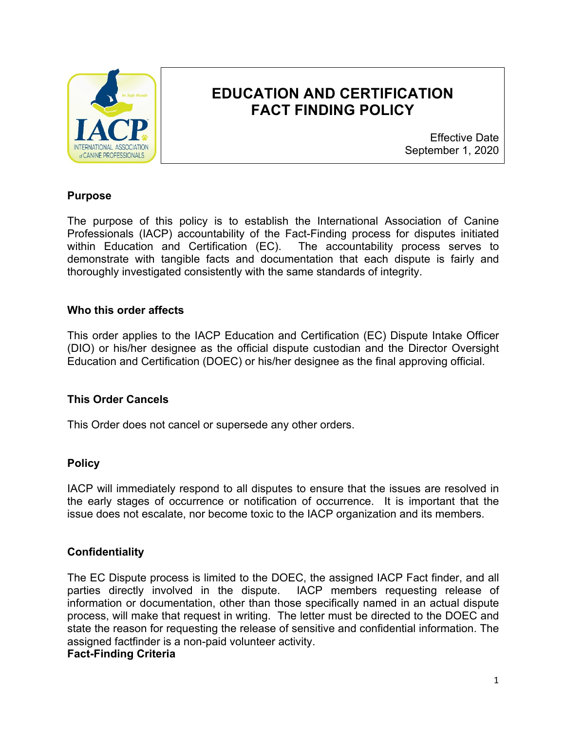# EDUCATION AND CERTIFICATION FACT FINDING POLICY

Effective Date
September 1, 2020

## Purpose

The purpose of this policy is to establish the International Association of Canine Professionals (IACP) accountability of the Fact-Finding process for disputes initiated within Education and Certification (EC). The accountability process serves to demonstrate with tangible facts and documentation that each dispute is fairly and thoroughly investigated consistently with the same standards of integrity.

## Who this order affects

This order applies to the IACP Education and Certification (EC) Dispute Intake Officer (DIO) or his/her designee as the official dispute custodian and the Director Oversight Education and Certification (DOEC) or his/her designee as the final approving official.

## This Order Cancels

This Order does not cancel or supersede any other orders.

## Policy

IACP will immediately respond to all disputes to ensure that the issues are resolved in the early stages of occurrence or notification of occurrence. It is important that the issue does not escalate, nor become toxic to the IACP organization and its members.

## Confidentiality

The EC Dispute process is limited to the DOEC, the assigned IACP Fact finder, and all parties directly involved in the dispute. IACP members requesting release of information or documentation, other than those specifically named in an actual dispute process, will make that request in writing. The letter must be directed to the DOEC and state the reason for requesting the release of sensitive and confidential information. The assigned factfinder is a non-paid volunteer activity.

## Fact-Finding Criteria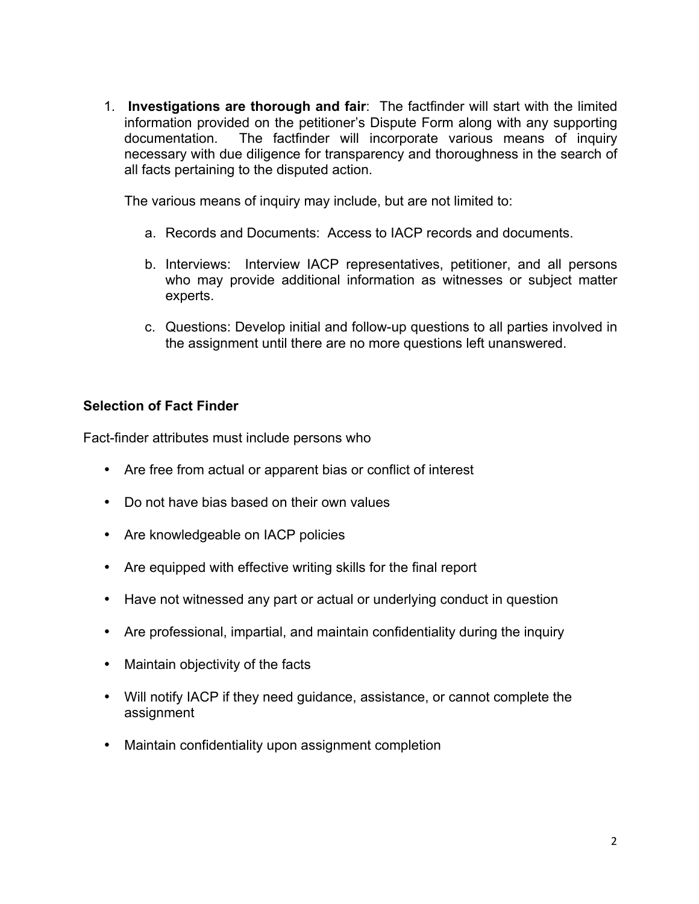1. **Investigations are thorough and fair**: The factfinder will start with the limited information provided on the petitioner's Dispute Form along with any supporting documentation. The factfinder will incorporate various means of inquiry necessary with due diligence for transparency and thoroughness in the search of all facts pertaining to the disputed action.

   The various means of inquiry may include, but are not limited to:

   a. Records and Documents: Access to IACP records and documents.

   b. Interviews: Interview IACP representatives, petitioner, and all persons who may provide additional information as witnesses or subject matter experts.

   c. Questions: Develop initial and follow-up questions to all parties involved in the assignment until there are no more questions left unanswered.

**Selection of Fact Finder**

Fact-finder attributes must include persons who

- Are free from actual or apparent bias or conflict of interest
- Do not have bias based on their own values
- Are knowledgeable on IACP policies
- Are equipped with effective writing skills for the final report
- Have not witnessed any part or actual or underlying conduct in question
- Are professional, impartial, and maintain confidentiality during the inquiry
- Maintain objectivity of the facts
- Will notify IACP if they need guidance, assistance, or cannot complete the assignment
- Maintain confidentiality upon assignment completion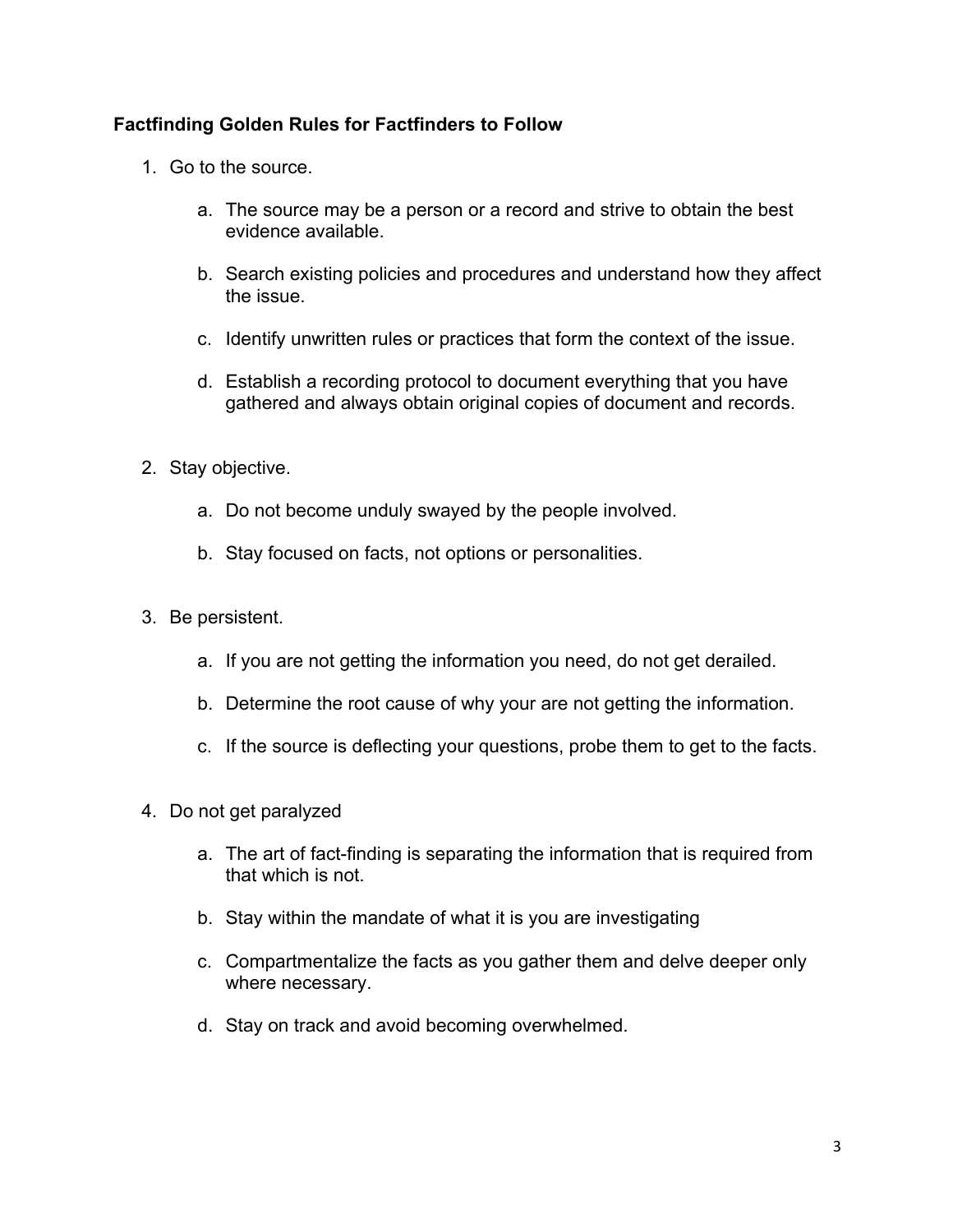**Factfinding Golden Rules for Factfinders to Follow**

1. Go to the source.

    a. The source may be a person or a record and strive to obtain the best evidence available.

    b. Search existing policies and procedures and understand how they affect the issue.

    c. Identify unwritten rules or practices that form the context of the issue.

    d. Establish a recording protocol to document everything that you have gathered and always obtain original copies of document and records.

2. Stay objective.

    a. Do not become unduly swayed by the people involved.

    b. Stay focused on facts, not options or personalities.

3. Be persistent.

    a. If you are not getting the information you need, do not get derailed.

    b. Determine the root cause of why your are not getting the information.

    c. If the source is deflecting your questions, probe them to get to the facts.

4. Do not get paralyzed

    a. The art of fact-finding is separating the information that is required from that which is not.

    b. Stay within the mandate of what it is you are investigating

    c. Compartmentalize the facts as you gather them and delve deeper only where necessary.

    d. Stay on track and avoid becoming overwhelmed.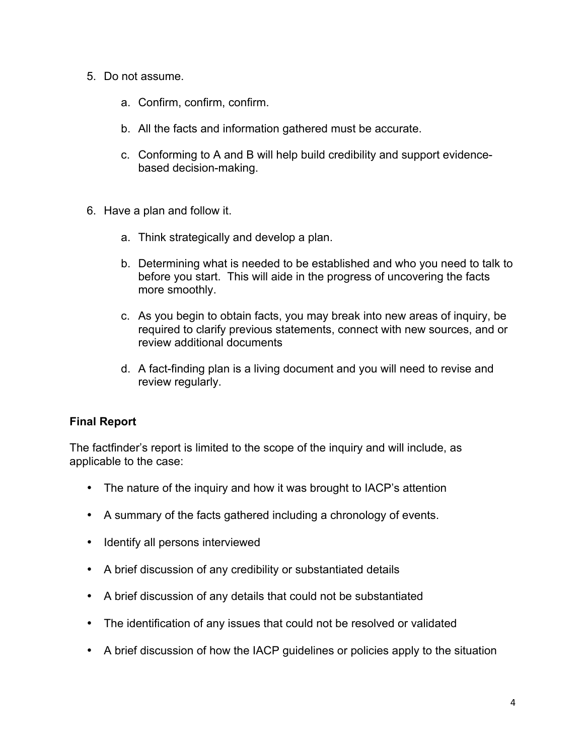5. Do not assume.

    a. Confirm, confirm, confirm.

    b. All the facts and information gathered must be accurate.

    c. Conforming to A and B will help build credibility and support evidence-based decision-making.

6. Have a plan and follow it.

    a. Think strategically and develop a plan.

    b. Determining what is needed to be established and who you need to talk to before you start. This will aide in the progress of uncovering the facts more smoothly.

    c. As you begin to obtain facts, you may break into new areas of inquiry, be required to clarify previous statements, connect with new sources, and or review additional documents

    d. A fact-finding plan is a living document and you will need to revise and review regularly.

**Final Report**

The factfinder's report is limited to the scope of the inquiry and will include, as applicable to the case:

- The nature of the inquiry and how it was brought to IACP's attention
- A summary of the facts gathered including a chronology of events.
- Identify all persons interviewed
- A brief discussion of any credibility or substantiated details
- A brief discussion of any details that could not be substantiated
- The identification of any issues that could not be resolved or validated
- A brief discussion of how the IACP guidelines or policies apply to the situation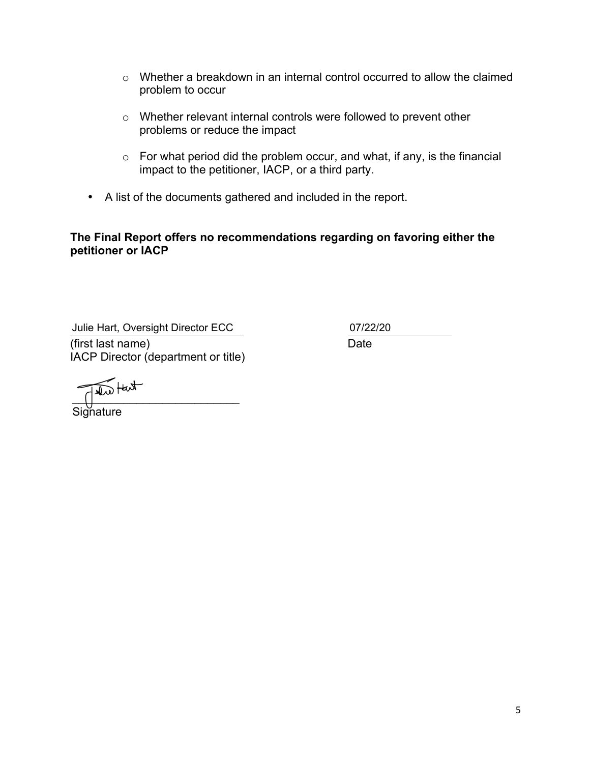- Whether a breakdown in an internal control occurred to allow the claimed problem to occur

  - Whether relevant internal controls were followed to prevent other problems or reduce the impact

  - For what period did the problem occur, and what, if any, is the financial impact to the petitioner, IACP, or a third party.

- A list of the documents gathered and included in the report.

**The Final Report offers no recommendations regarding on favoring either the petitioner or IACP**

Julie Hart, Oversight Director ECC
(first last name)
IACP Director (department or title)

07/22/20
Date

Julie Hart
Signature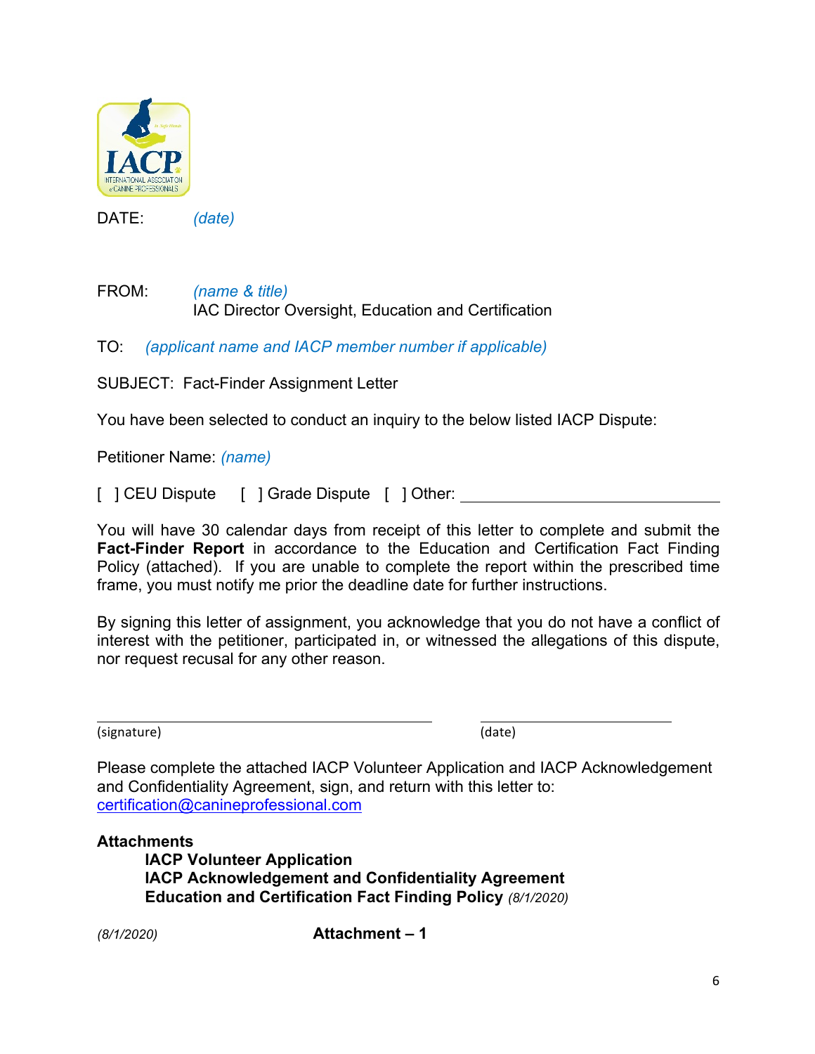DATE: *(date)*

FROM: *(name & title)*
IAC Director Oversight, Education and Certification

TO: *(applicant name and IACP member number if applicable)*

SUBJECT: Fact-Finder Assignment Letter

You have been selected to conduct an inquiry to the below listed IACP Dispute:

Petitioner Name: *(name)*

[ ] CEU Dispute [ ] Grade Dispute [ ] Other: ______________________________

You will have 30 calendar days from receipt of this letter to complete and submit the **Fact-Finder Report** in accordance to the Education and Certification Fact Finding Policy (attached). If you are unable to complete the report within the prescribed time frame, you must notify me prior the deadline date for further instructions.

By signing this letter of assignment, you acknowledge that you do not have a conflict of interest with the petitioner, participated in, or witnessed the allegations of this dispute, nor request recusal for any other reason.

______________________________ ______________________
(signature) (date)

Please complete the attached IACP Volunteer Application and IACP Acknowledgement and Confidentiality Agreement, sign, and return with this letter to: certification@canineprofessional.com

**Attachments**

**IACP Volunteer Application**
**IACP Acknowledgement and Confidentiality Agreement**
**Education and Certification Fact Finding Policy** *(8/1/2020)*

*(8/1/2020)* **Attachment – 1**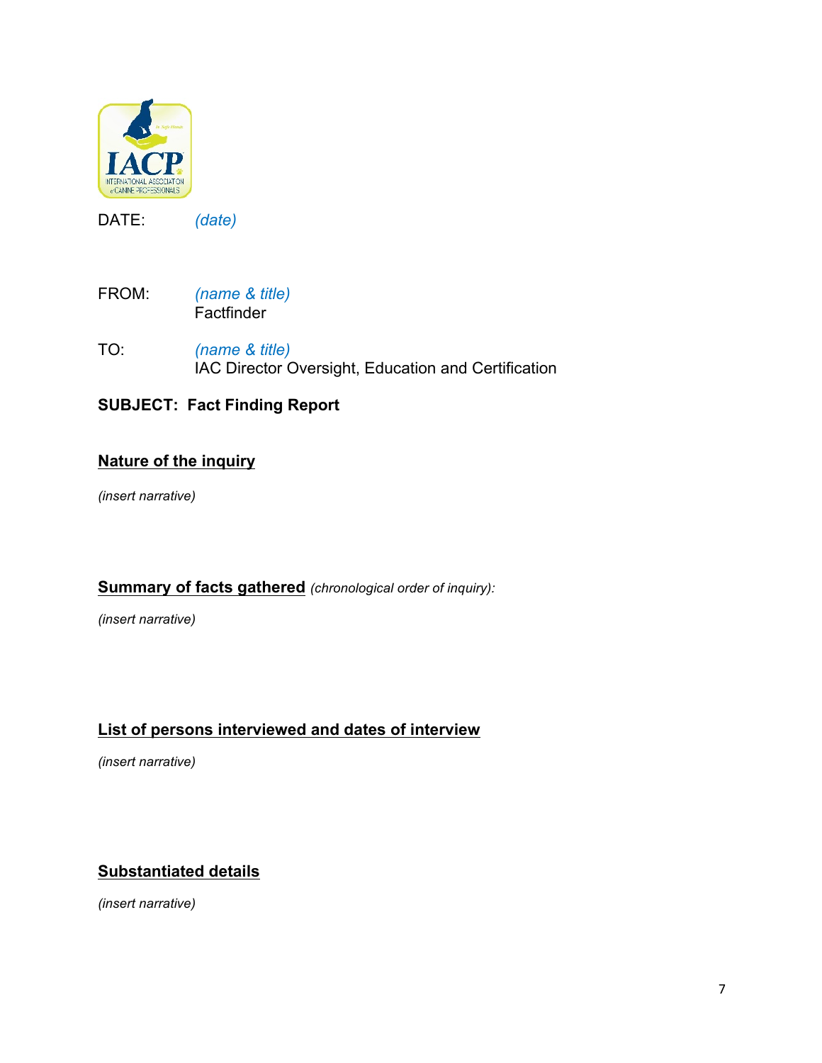DATE: *(date)*

FROM: *(name & title)*
Factfinder

TO: *(name & title)*
IAC Director Oversight, Education and Certification

**SUBJECT: Fact Finding Report**

## Nature of the inquiry

*(insert narrative)*

## Summary of facts gathered *(chronological order of inquiry):*

*(insert narrative)*

## List of persons interviewed and dates of interview

*(insert narrative)*

## Substantiated details

*(insert narrative)*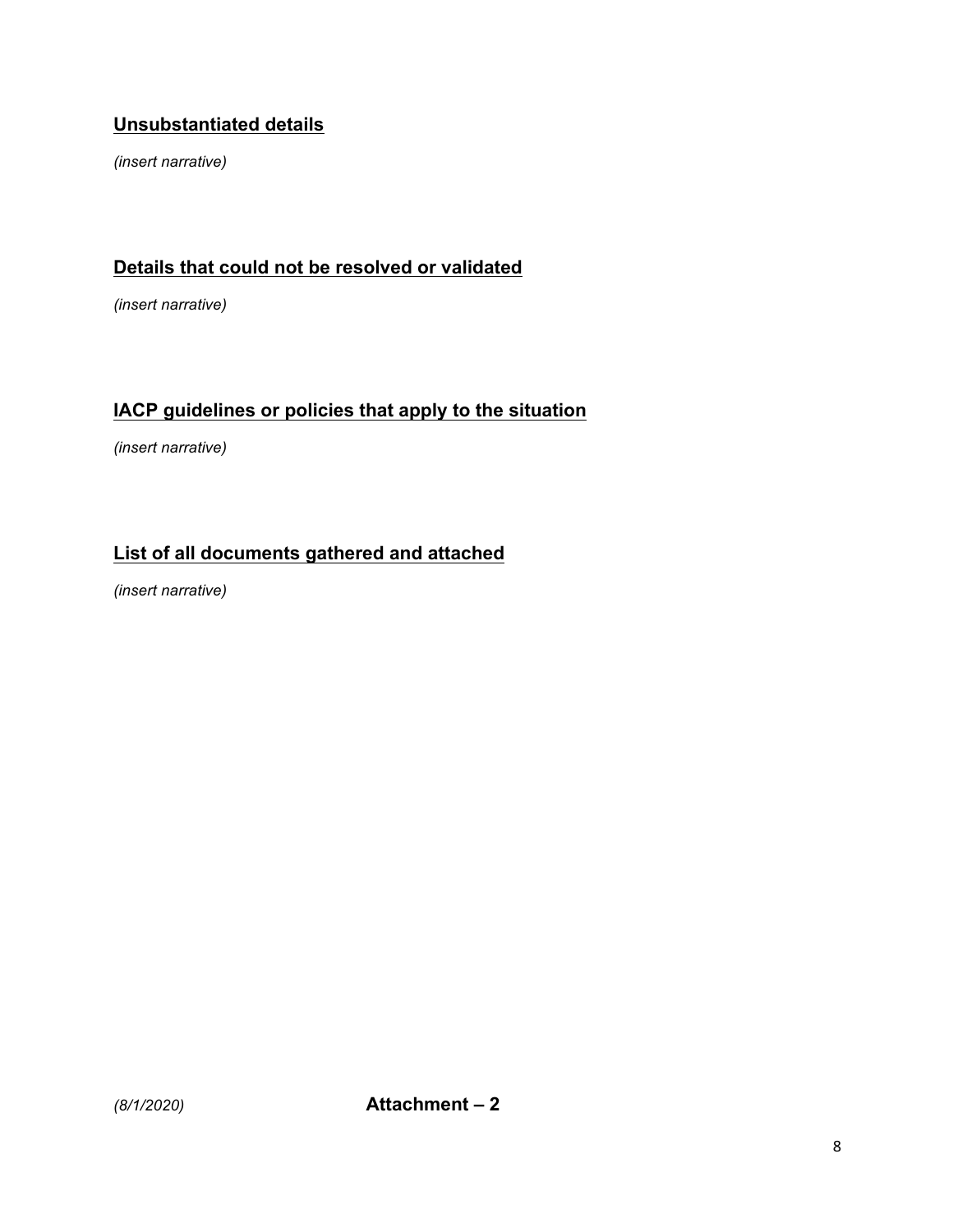## Unsubstantiated details

*(insert narrative)*

## Details that could not be resolved or validated

*(insert narrative)*

## IACP guidelines or policies that apply to the situation

*(insert narrative)*

## List of all documents gathered and attached

*(insert narrative)*

*(8/1/2020)* **Attachment – 2**